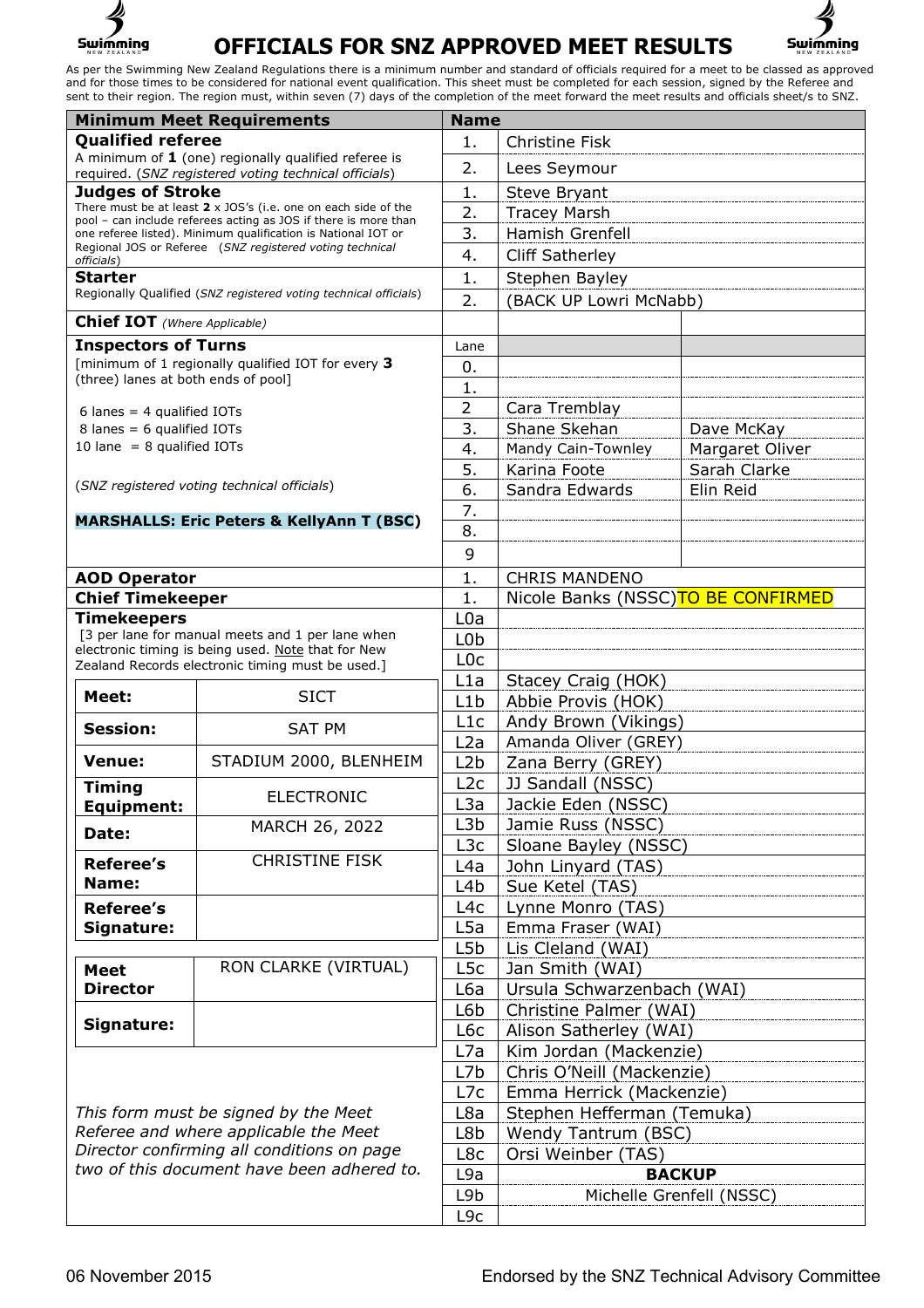# OFFICIALS FOR SNZ APPROVED MEET RESULTS

As per the Swimming New Zealand Regulations there is a minimum number and standard of officials required for a meet to be classed as approved and for those times to be considered for national event qualification. This sheet must be completed for each session, signed by the Referee and sent to their region. The region must, within seven (7) days of the completion of the meet forward the meet results and officials sheet/s to SNZ.

| Minimum Meet Requirements | | Name | |
|---|---|---|---|
| **Qualified referee**<br>A minimum of **1** (one) regionally qualified referee is required. (*SNZ registered voting technical officials*) | 1. | Christine Fisk | |
| | 2. | Lees Seymour | |
| **Judges of Stroke**<br>There must be at least **2** x JOS's (i.e. one on each side of the pool – can include referees acting as JOS if there is more than one referee listed). Minimum qualification is National IOT or Regional JOS or Referee (*SNZ registered voting technical officials*) | 1. | Steve Bryant | |
| | 2. | Tracey Marsh | |
| | 3. | Hamish Grenfell | |
| | 4. | Cliff Satherley | |
| **Starter**<br>Regionally Qualified (*SNZ registered voting technical officials*) | 1. | Stephen Bayley | |
| | 2. | (BACK UP Lowri McNabb) | |
| **Chief IOT** *(Where Applicable)* | | | |
| **Inspectors of Turns**<br>[minimum of 1 regionally qualified IOT for every **3** (three) lanes at both ends of pool]<br><br>6 lanes = 4 qualified IOTs<br>8 lanes = 6 qualified IOTs<br>10 lane = 8 qualified IOTs<br><br>(*SNZ registered voting technical officials*)<br><br>**MARSHALLS: Eric Peters & KellyAnn T (BSC)** | Lane | | |
| | 0. | | |
| | 1. | | |
| | 2 | Cara Tremblay | |
| | 3. | Shane Skehan | Dave McKay |
| | 4. | Mandy Cain-Townley | Margaret Oliver |
| | 5. | Karina Foote | Sarah Clarke |
| | 6. | Sandra Edwards | Elin Reid |
| | 7. | | |
| | 8. | | |
| | 9 | | |
| **AOD Operator** | 1. | CHRIS MANDENO | |
| **Chief Timekeeper** | 1. | Nicole Banks (NSSC) TO BE CONFIRMED | |
| **Timekeepers**<br>[3 per lane for manual meets and 1 per lane when electronic timing is being used. Note that for New Zealand Records electronic timing must be used.] | L0a | | |
| | L0b | | |
| | L0c | | |
| | L1a | Stacey Craig (HOK) | |
| | L1b | Abbie Provis (HOK) | |
| | L1c | Andy Brown (Vikings) | |
| | L2a | Amanda Oliver (GREY) | |
| | L2b | Zana Berry (GREY) | |
| | L2c | JJ Sandall (NSSC) | |
| | L3a | Jackie Eden (NSSC) | |
| | L3b | Jamie Russ (NSSC) | |
| | L3c | Sloane Bayley (NSSC) | |
| | L4a | John Linyard (TAS) | |
| | L4b | Sue Ketel (TAS) | |
| | L4c | Lynne Monro (TAS) | |
| | L5a | Emma Fraser (WAI) | |
| | L5b | Lis Cleland (WAI) | |
| | L5c | Jan Smith (WAI) | |
| | L6a | Ursula Schwarzenbach (WAI) | |
| | L6b | Christine Palmer (WAI) | |
| | L6c | Alison Satherley (WAI) | |
| | L7a | Kim Jordan (Mackenzie) | |
| | L7b | Chris O'Neill (Mackenzie) | |
| | L7c | Emma Herrick (Mackenzie) | |
| | L8a | Stephen Hefferman (Temuka) | |
| | L8b | Wendy Tantrum (BSC) | |
| | L8c | Orsi Weinber (TAS) | |
| | L9a | **BACKUP** | |
| | L9b | Michelle Grenfell (NSSC) | |
| | L9c | | |

| | |
|---|---|
| **Meet:** | SICT |
| **Session:** | SAT PM |
| **Venue:** | STADIUM 2000, BLENHEIM |
| **Timing Equipment:** | ELECTRONIC |
| **Date:** | MARCH 26, 2022 |
| **Referee's Name:** | CHRISTINE FISK |
| **Referee's Signature:** | |

| | |
|---|---|
| **Meet Director** | RON CLARKE (VIRTUAL) |
| **Signature:** | |

*This form must be signed by the Meet Referee and where applicable the Meet Director confirming all conditions on page two of this document have been adhered to.*

06 November 2015 — Endorsed by the SNZ Technical Advisory Committee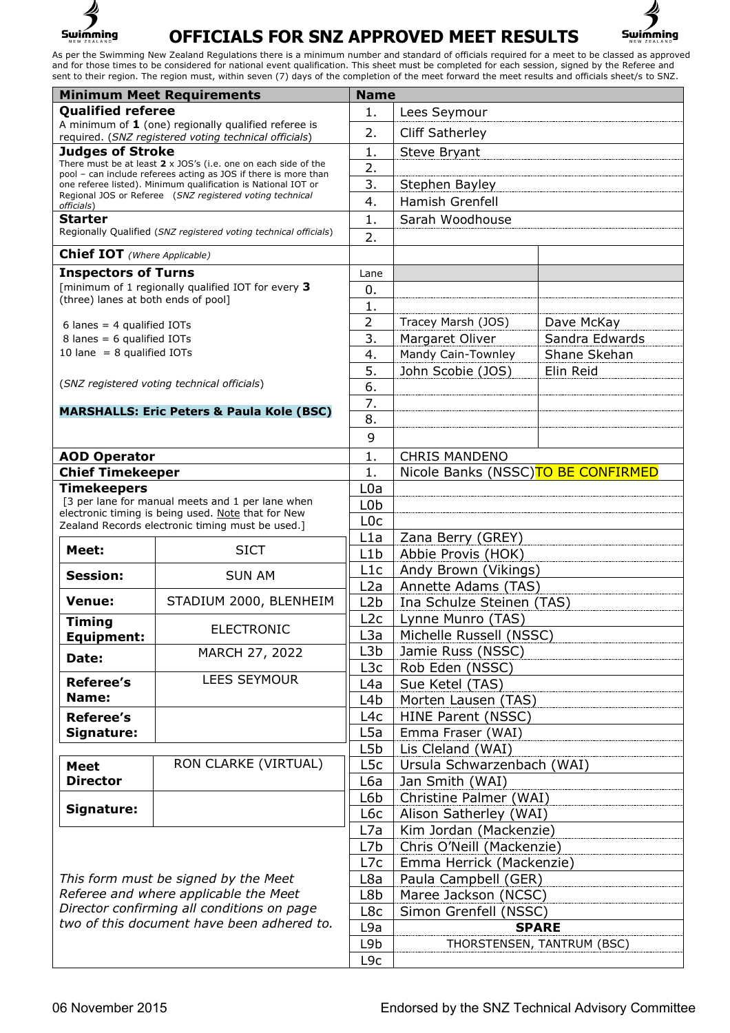# OFFICIALS FOR SNZ APPROVED MEET RESULTS

As per the Swimming New Zealand Regulations there is a minimum number and standard of officials required for a meet to be classed as approved and for those times to be considered for national event qualification. This sheet must be completed for each session, signed by the Referee and sent to their region. The region must, within seven (7) days of the completion of the meet forward the meet results and officials sheet/s to SNZ.

| Minimum Meet Requirements | Name | | |
|---|---|---|---|
| **Qualified referee**<br>A minimum of **1** (one) regionally qualified referee is required. (*SNZ registered voting technical officials*) | 1. | Lees Seymour | |
| | 2. | Cliff Satherley | |
| **Judges of Stroke**<br>There must be at least **2** x JOS's (i.e. one on each side of the pool – can include referees acting as JOS if there is more than one referee listed). Minimum qualification is National IOT or Regional JOS or Referee (*SNZ registered voting technical officials*) | 1. | Steve Bryant | |
| | 2. | | |
| | 3. | Stephen Bayley | |
| | 4. | Hamish Grenfell | |
| **Starter**<br>Regionally Qualified (*SNZ registered voting technical officials*) | 1. | Sarah Woodhouse | |
| | 2. | | |
| **Chief IOT** *(Where Applicable)* | | | |
| **Inspectors of Turns**<br>[minimum of 1 regionally qualified IOT for every **3** (three) lanes at both ends of pool]<br><br>6 lanes = 4 qualified IOTs<br>8 lanes = 6 qualified IOTs<br>10 lane = 8 qualified IOTs<br><br>(*SNZ registered voting technical officials*)<br><br>**MARSHALLS: Eric Peters & Paula Kole (BSC)** | Lane | | |
| | 0. | | |
| | 1. | | |
| | 2 | Tracey Marsh (JOS) | Dave McKay |
| | 3. | Margaret Oliver | Sandra Edwards |
| | 4. | Mandy Cain-Townley | Shane Skehan |
| | 5. | John Scobie (JOS) | Elin Reid |
| | 6. | | |
| | 7. | | |
| | 8. | | |
| | 9 | | |
| **AOD Operator** | 1. | CHRIS MANDENO | |
| **Chief Timekeeper** | 1. | Nicole Banks (NSSC) TO BE CONFIRMED | |
| **Timekeepers**<br>[3 per lane for manual meets and 1 per lane when electronic timing is being used. Note that for New Zealand Records electronic timing must be used.] | L0a | | |
| | L0b | | |
| | L0c | | |
| | L1a | Zana Berry (GREY) | |
| | L1b | Abbie Provis (HOK) | |
| | L1c | Andy Brown (Vikings) | |
| | L2a | Annette Adams (TAS) | |
| | L2b | Ina Schulze Steinen (TAS) | |
| | L2c | Lynne Munro (TAS) | |
| | L3a | Michelle Russell (NSSC) | |
| | L3b | Jamie Russ (NSSC) | |
| | L3c | Rob Eden (NSSC) | |
| | L4a | Sue Ketel (TAS) | |
| | L4b | Morten Lausen (TAS) | |
| | L4c | HINE Parent (NSSC) | |
| | L5a | Emma Fraser (WAI) | |
| | L5b | Lis Cleland (WAI) | |
| | L5c | Ursula Schwarzenbach (WAI) | |
| | L6a | Jan Smith (WAI) | |
| | L6b | Christine Palmer (WAI) | |
| | L6c | Alison Satherley (WAI) | |
| | L7a | Kim Jordan (Mackenzie) | |
| | L7b | Chris O'Neill (Mackenzie) | |
| | L7c | Emma Herrick (Mackenzie) | |
| | L8a | Paula Campbell (GER) | |
| | L8b | Maree Jackson (NCSC) | |
| | L8c | Simon Grenfell (NSSC) | |
| | L9a | **SPARE** | |
| | L9b | THORSTENSEN, TANTRUM (BSC) | |
| | L9c | | |

| | |
|---|---|
| **Meet:** | SICT |
| **Session:** | SUN AM |
| **Venue:** | STADIUM 2000, BLENHEIM |
| **Timing Equipment:** | ELECTRONIC |
| **Date:** | MARCH 27, 2022 |
| **Referee's Name:** | LEES SEYMOUR |
| **Referee's Signature:** | |

| | |
|---|---|
| **Meet Director** | RON CLARKE (VIRTUAL) |
| **Signature:** | |

*This form must be signed by the Meet Referee and where applicable the Meet Director confirming all conditions on page two of this document have been adhered to.*

06 November 2015 Endorsed by the SNZ Technical Advisory Committee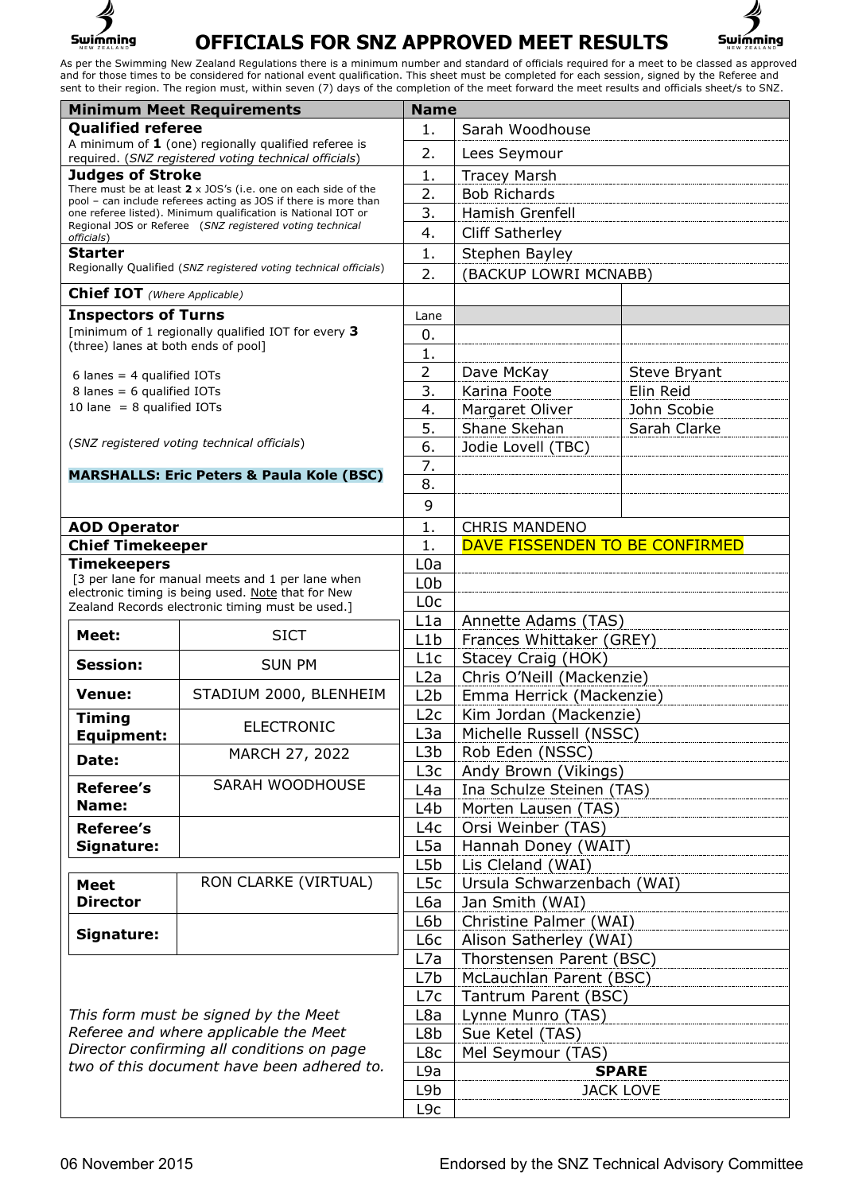# OFFICIALS FOR SNZ APPROVED MEET RESULTS

As per the Swimming New Zealand Regulations there is a minimum number and standard of officials required for a meet to be classed as approved and for those times to be considered for national event qualification. This sheet must be completed for each session, signed by the Referee and sent to their region. The region must, within seven (7) days of the completion of the meet forward the meet results and officials sheet/s to SNZ.

| Minimum Meet Requirements | Name | | |
|---|---|---|---|
| **Qualified referee**<br>A minimum of **1** (one) regionally qualified referee is required. (*SNZ registered voting technical officials*) | 1. | Sarah Woodhouse | |
| | 2. | Lees Seymour | |
| **Judges of Stroke**<br>There must be at least **2** x JOS's (i.e. one on each side of the pool – can include referees acting as JOS if there is more than one referee listed). Minimum qualification is National IOT or Regional JOS or Referee (*SNZ registered voting technical officials*) | 1. | Tracey Marsh | |
| | 2. | Bob Richards | |
| | 3. | Hamish Grenfell | |
| | 4. | Cliff Satherley | |
| **Starter**<br>Regionally Qualified (*SNZ registered voting technical officials*) | 1. | Stephen Bayley | |
| | 2. | (BACKUP LOWRI MCNABB) | |
| **Chief IOT** *(Where Applicable)* | | | |
| **Inspectors of Turns**<br>[minimum of 1 regionally qualified IOT for every **3** (three) lanes at both ends of pool]<br>6 lanes = 4 qualified IOTs<br>8 lanes = 6 qualified IOTs<br>10 lane = 8 qualified IOTs<br>(*SNZ registered voting technical officials*)<br>**MARSHALLS: Eric Peters & Paula Kole (BSC)** | Lane | | |
| | 0. | | |
| | 1. | | |
| | 2 | Dave McKay | Steve Bryant |
| | 3. | Karina Foote | Elin Reid |
| | 4. | Margaret Oliver | John Scobie |
| | 5. | Shane Skehan | Sarah Clarke |
| | 6. | Jodie Lovell (TBC) | |
| | 7. | | |
| | 8. | | |
| | 9 | | |
| **AOD Operator** | 1. | CHRIS MANDENO | |
| **Chief Timekeeper** | 1. | DAVE FISSENDEN TO BE CONFIRMED | |
| **Timekeepers**<br>[3 per lane for manual meets and 1 per lane when electronic timing is being used. Note that for New Zealand Records electronic timing must be used.] | L0a | | |
| | L0b | | |
| | L0c | | |
| | L1a | Annette Adams (TAS) | |
| | L1b | Frances Whittaker (GREY) | |
| | L1c | Stacey Craig (HOK) | |
| | L2a | Chris O'Neill (Mackenzie) | |
| | L2b | Emma Herrick (Mackenzie) | |
| | L2c | Kim Jordan (Mackenzie) | |
| | L3a | Michelle Russell (NSSC) | |
| | L3b | Rob Eden (NSSC) | |
| | L3c | Andy Brown (Vikings) | |
| | L4a | Ina Schulze Steinen (TAS) | |
| | L4b | Morten Lausen (TAS) | |
| | L4c | Orsi Weinber (TAS) | |
| | L5a | Hannah Doney (WAIT) | |
| | L5b | Lis Cleland (WAI) | |
| | L5c | Ursula Schwarzenbach (WAI) | |
| | L6a | Jan Smith (WAI) | |
| | L6b | Christine Palmer (WAI) | |
| | L6c | Alison Satherley (WAI) | |
| | L7a | Thorstensen Parent (BSC) | |
| | L7b | McLauchlan Parent (BSC) | |
| | L7c | Tantrum Parent (BSC) | |
| | L8a | Lynne Munro (TAS) | |
| | L8b | Sue Ketel (TAS) | |
| | L8c | Mel Seymour (TAS) | |
| | L9a | **SPARE** | |
| | L9b | JACK LOVE | |
| | L9c | | |

| | |
|---|---|
| **Meet:** | SICT |
| **Session:** | SUN PM |
| **Venue:** | STADIUM 2000, BLENHEIM |
| **Timing Equipment:** | ELECTRONIC |
| **Date:** | MARCH 27, 2022 |
| **Referee's Name:** | SARAH WOODHOUSE |
| **Referee's Signature:** | |

| | |
|---|---|
| **Meet Director** | RON CLARKE (VIRTUAL) |
| **Signature:** | |

*This form must be signed by the Meet Referee and where applicable the Meet Director confirming all conditions on page two of this document have been adhered to.*

06 November 2015 — Endorsed by the SNZ Technical Advisory Committee